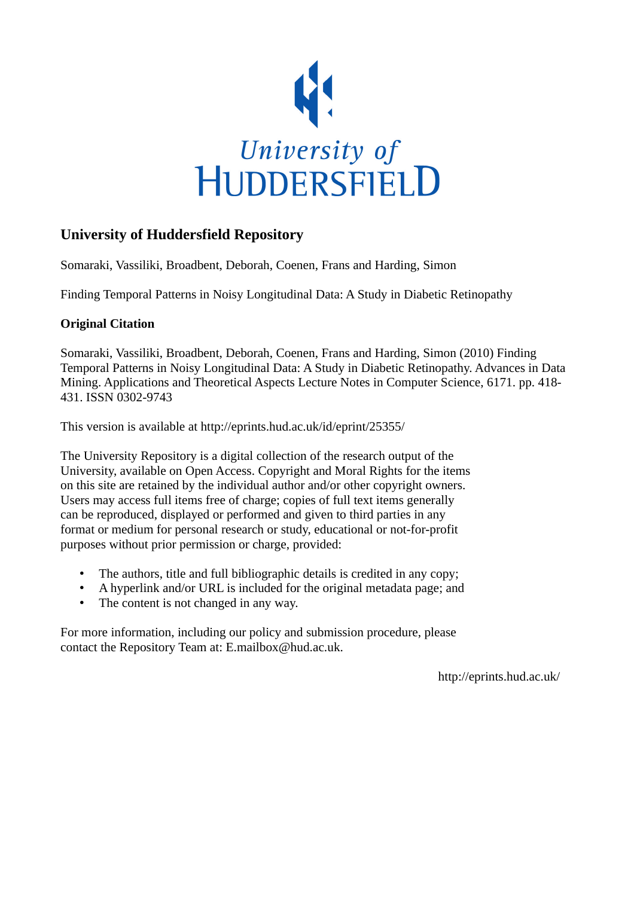University of Huddersfield

## University of Huddersfield Repository

Somaraki, Vassiliki, Broadbent, Deborah, Coenen, Frans and Harding, Simon

Finding Temporal Patterns in Noisy Longitudinal Data: A Study in Diabetic Retinopathy

### Original Citation

Somaraki, Vassiliki, Broadbent, Deborah, Coenen, Frans and Harding, Simon (2010) Finding Temporal Patterns in Noisy Longitudinal Data: A Study in Diabetic Retinopathy. Advances in Data Mining. Applications and Theoretical Aspects Lecture Notes in Computer Science, 6171. pp. 418-431. ISSN 0302-9743

This version is available at http://eprints.hud.ac.uk/id/eprint/25355/

The University Repository is a digital collection of the research output of the University, available on Open Access. Copyright and Moral Rights for the items on this site are retained by the individual author and/or other copyright owners. Users may access full items free of charge; copies of full text items generally can be reproduced, displayed or performed and given to third parties in any format or medium for personal research or study, educational or not-for-profit purposes without prior permission or charge, provided:

- The authors, title and full bibliographic details is credited in any copy;
- A hyperlink and/or URL is included for the original metadata page; and
- The content is not changed in any way.

For more information, including our policy and submission procedure, please contact the Repository Team at: E.mailbox@hud.ac.uk.

http://eprints.hud.ac.uk/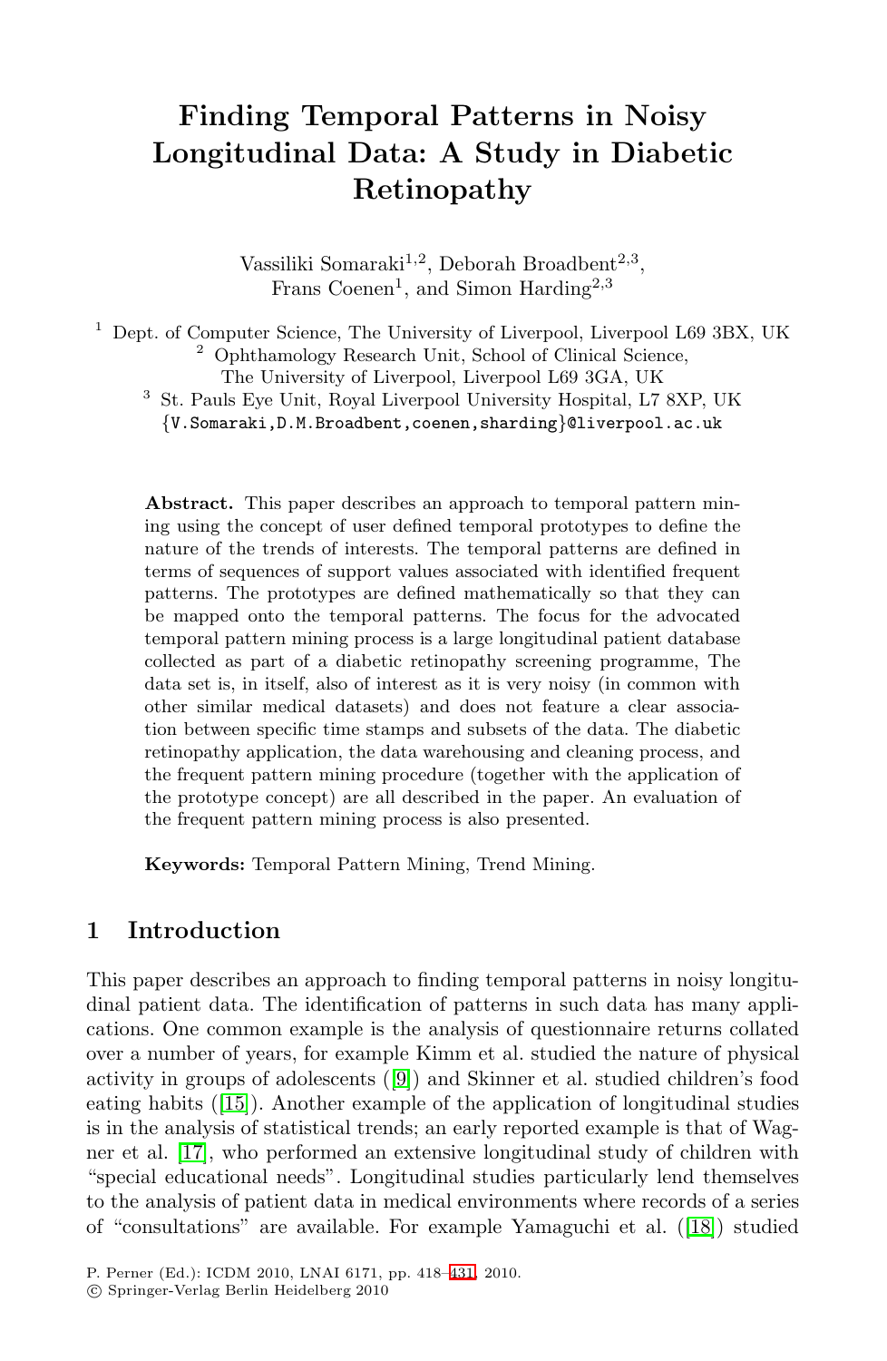# Finding Temporal Patterns in Noisy Longitudinal Data: A Study in Diabetic Retinopathy

Vassiliki Somaraki[1,2], Deborah Broadbent[2,3], Frans Coenen[1], and Simon Harding[2,3]

[1] Dept. of Computer Science, The University of Liverpool, Liverpool L69 3BX, UK
[2] Ophthamology Research Unit, School of Clinical Science, The University of Liverpool, Liverpool L69 3GA, UK
[3] St. Pauls Eye Unit, Royal Liverpool University Hospital, L7 8XP, UK
{V.Somaraki,D.M.Broadbent,coenen,sharding}@liverpool.ac.uk

**Abstract.** This paper describes an approach to temporal pattern mining using the concept of user defined temporal prototypes to define the nature of the trends of interests. The temporal patterns are defined in terms of sequences of support values associated with identified frequent patterns. The prototypes are defined mathematically so that they can be mapped onto the temporal patterns. The focus for the advocated temporal pattern mining process is a large longitudinal patient database collected as part of a diabetic retinopathy screening programme, The data set is, in itself, also of interest as it is very noisy (in common with other similar medical datasets) and does not feature a clear association between specific time stamps and subsets of the data. The diabetic retinopathy application, the data warehousing and cleaning process, and the frequent pattern mining procedure (together with the application of the prototype concept) are all described in the paper. An evaluation of the frequent pattern mining process is also presented.

**Keywords:** Temporal Pattern Mining, Trend Mining.

## 1 Introduction

This paper describes an approach to finding temporal patterns in noisy longitudinal patient data. The identification of patterns in such data has many applications. One common example is the analysis of questionnaire returns collated over a number of years, for example Kimm et al. studied the nature of physical activity in groups of adolescents ([9]) and Skinner et al. studied children's food eating habits ([15]). Another example of the application of longitudinal studies is in the analysis of statistical trends; an early reported example is that of Wagner et al. [17], who performed an extensive longitudinal study of children with "special educational needs". Longitudinal studies particularly lend themselves to the analysis of patient data in medical environments where records of a series of "consultations" are available. For example Yamaguchi et al. ([18]) studied

P. Perner (Ed.): ICDM 2010, LNAI 6171, pp. 418–431, 2010.
© Springer-Verlag Berlin Heidelberg 2010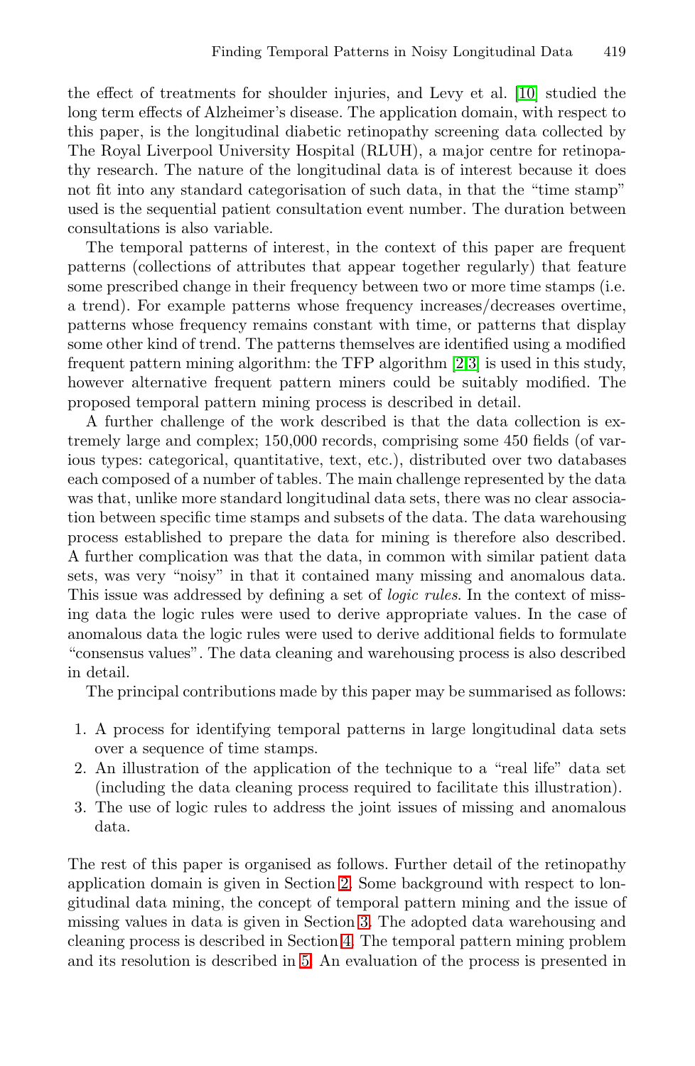the effect of treatments for shoulder injuries, and Levy et al. [10] studied the long term effects of Alzheimer's disease. The application domain, with respect to this paper, is the longitudinal diabetic retinopathy screening data collected by The Royal Liverpool University Hospital (RLUH), a major centre for retinopathy research. The nature of the longitudinal data is of interest because it does not fit into any standard categorisation of such data, in that the "time stamp" used is the sequential patient consultation event number. The duration between consultations is also variable.

The temporal patterns of interest, in the context of this paper are frequent patterns (collections of attributes that appear together regularly) that feature some prescribed change in their frequency between two or more time stamps (i.e. a trend). For example patterns whose frequency increases/decreases overtime, patterns whose frequency remains constant with time, or patterns that display some other kind of trend. The patterns themselves are identified using a modified frequent pattern mining algorithm: the TFP algorithm [2,3] is used in this study, however alternative frequent pattern miners could be suitably modified. The proposed temporal pattern mining process is described in detail.

A further challenge of the work described is that the data collection is extremely large and complex; 150,000 records, comprising some 450 fields (of various types: categorical, quantitative, text, etc.), distributed over two databases each composed of a number of tables. The main challenge represented by the data was that, unlike more standard longitudinal data sets, there was no clear association between specific time stamps and subsets of the data. The data warehousing process established to prepare the data for mining is therefore also described. A further complication was that the data, in common with similar patient data sets, was very "noisy" in that it contained many missing and anomalous data. This issue was addressed by defining a set of *logic rules*. In the context of missing data the logic rules were used to derive appropriate values. In the case of anomalous data the logic rules were used to derive additional fields to formulate "consensus values". The data cleaning and warehousing process is also described in detail.

The principal contributions made by this paper may be summarised as follows:

1. A process for identifying temporal patterns in large longitudinal data sets over a sequence of time stamps.
2. An illustration of the application of the technique to a "real life" data set (including the data cleaning process required to facilitate this illustration).
3. The use of logic rules to address the joint issues of missing and anomalous data.

The rest of this paper is organised as follows. Further detail of the retinopathy application domain is given in Section 2. Some background with respect to longitudinal data mining, the concept of temporal pattern mining and the issue of missing values in data is given in Section 3. The adopted data warehousing and cleaning process is described in Section 4. The temporal pattern mining problem and its resolution is described in 5. An evaluation of the process is presented in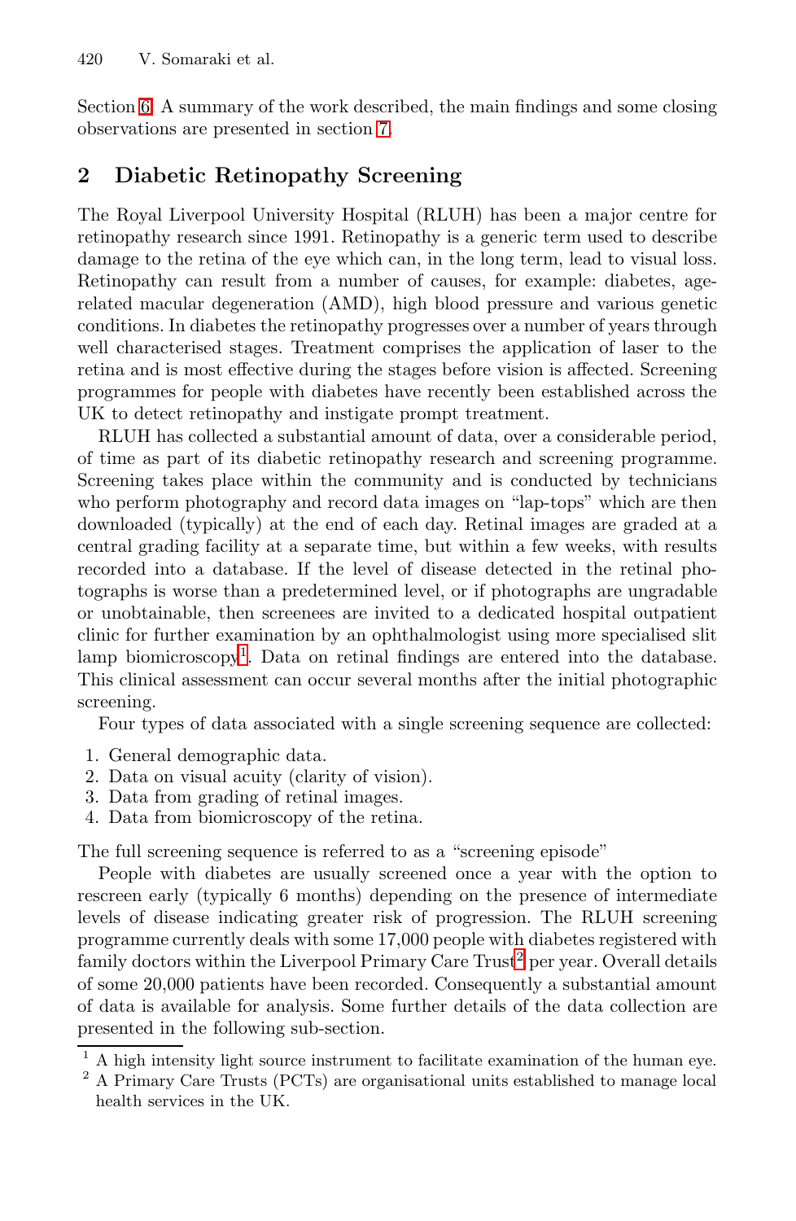Section 6. A summary of the work described, the main findings and some closing observations are presented in section 7.

## 2 Diabetic Retinopathy Screening

The Royal Liverpool University Hospital (RLUH) has been a major centre for retinopathy research since 1991. Retinopathy is a generic term used to describe damage to the retina of the eye which can, in the long term, lead to visual loss. Retinopathy can result from a number of causes, for example: diabetes, age-related macular degeneration (AMD), high blood pressure and various genetic conditions. In diabetes the retinopathy progresses over a number of years through well characterised stages. Treatment comprises the application of laser to the retina and is most effective during the stages before vision is affected. Screening programmes for people with diabetes have recently been established across the UK to detect retinopathy and instigate prompt treatment.

RLUH has collected a substantial amount of data, over a considerable period, of time as part of its diabetic retinopathy research and screening programme. Screening takes place within the community and is conducted by technicians who perform photography and record data images on "lap-tops" which are then downloaded (typically) at the end of each day. Retinal images are graded at a central grading facility at a separate time, but within a few weeks, with results recorded into a database. If the level of disease detected in the retinal photographs is worse than a predetermined level, or if photographs are ungradable or unobtainable, then screenees are invited to a dedicated hospital outpatient clinic for further examination by an ophthalmologist using more specialised slit lamp biomicroscopy[1]. Data on retinal findings are entered into the database. This clinical assessment can occur several months after the initial photographic screening.

Four types of data associated with a single screening sequence are collected:

1. General demographic data.
2. Data on visual acuity (clarity of vision).
3. Data from grading of retinal images.
4. Data from biomicroscopy of the retina.

The full screening sequence is referred to as a "screening episode"

People with diabetes are usually screened once a year with the option to rescreen early (typically 6 months) depending on the presence of intermediate levels of disease indicating greater risk of progression. The RLUH screening programme currently deals with some 17,000 people with diabetes registered with family doctors within the Liverpool Primary Care Trust[2] per year. Overall details of some 20,000 patients have been recorded. Consequently a substantial amount of data is available for analysis. Some further details of the data collection are presented in the following sub-section.

[1] A high intensity light source instrument to facilitate examination of the human eye.

[2] A Primary Care Trusts (PCTs) are organisational units established to manage local health services in the UK.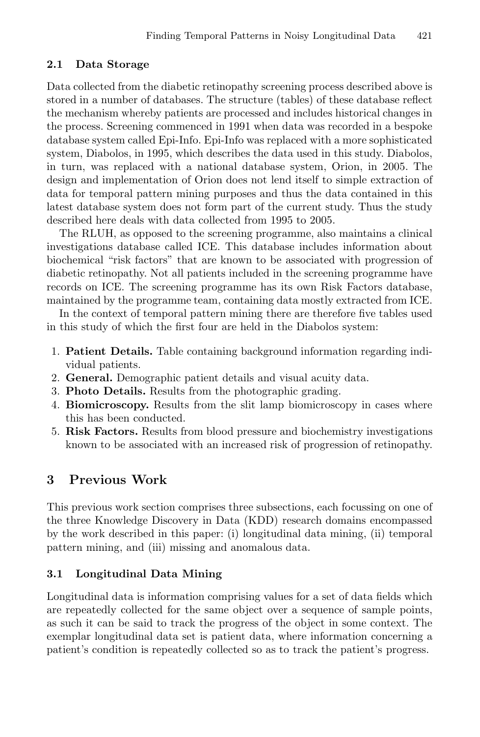### 2.1 Data Storage

Data collected from the diabetic retinopathy screening process described above is stored in a number of databases. The structure (tables) of these database reflect the mechanism whereby patients are processed and includes historical changes in the process. Screening commenced in 1991 when data was recorded in a bespoke database system called Epi-Info. Epi-Info was replaced with a more sophisticated system, Diabolos, in 1995, which describes the data used in this study. Diabolos, in turn, was replaced with a national database system, Orion, in 2005. The design and implementation of Orion does not lend itself to simple extraction of data for temporal pattern mining purposes and thus the data contained in this latest database system does not form part of the current study. Thus the study described here deals with data collected from 1995 to 2005.

The RLUH, as opposed to the screening programme, also maintains a clinical investigations database called ICE. This database includes information about biochemical "risk factors" that are known to be associated with progression of diabetic retinopathy. Not all patients included in the screening programme have records on ICE. The screening programme has its own Risk Factors database, maintained by the programme team, containing data mostly extracted from ICE.

In the context of temporal pattern mining there are therefore five tables used in this study of which the first four are held in the Diabolos system:

1. **Patient Details.** Table containing background information regarding individual patients.
2. **General.** Demographic patient details and visual acuity data.
3. **Photo Details.** Results from the photographic grading.
4. **Biomicroscopy.** Results from the slit lamp biomicroscopy in cases where this has been conducted.
5. **Risk Factors.** Results from blood pressure and biochemistry investigations known to be associated with an increased risk of progression of retinopathy.

## 3 Previous Work

This previous work section comprises three subsections, each focussing on one of the three Knowledge Discovery in Data (KDD) research domains encompassed by the work described in this paper: (i) longitudinal data mining, (ii) temporal pattern mining, and (iii) missing and anomalous data.

### 3.1 Longitudinal Data Mining

Longitudinal data is information comprising values for a set of data fields which are repeatedly collected for the same object over a sequence of sample points, as such it can be said to track the progress of the object in some context. The exemplar longitudinal data set is patient data, where information concerning a patient's condition is repeatedly collected so as to track the patient's progress.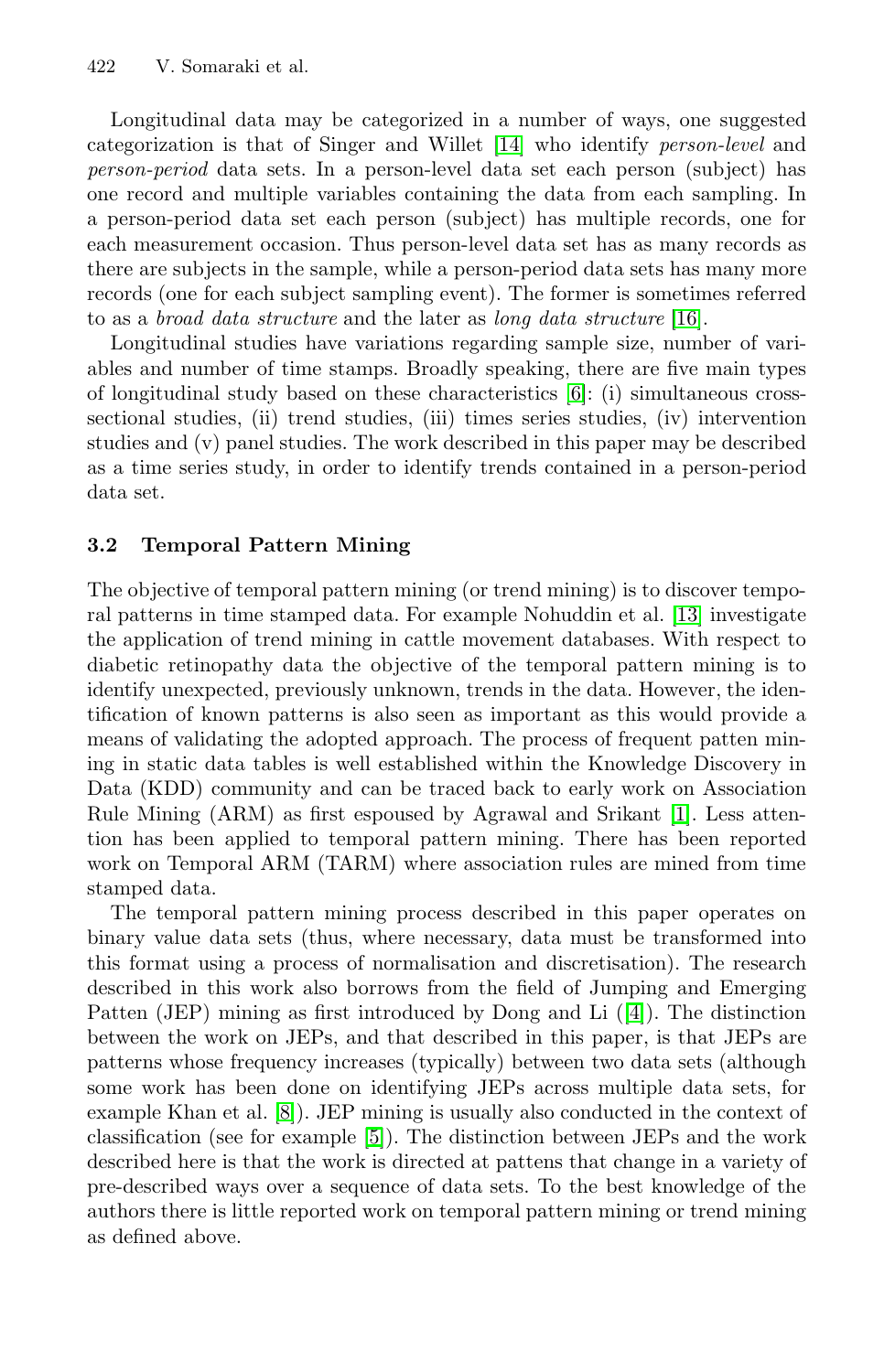Longitudinal data may be categorized in a number of ways, one suggested categorization is that of Singer and Willet [14] who identify *person-level* and *person-period* data sets. In a person-level data set each person (subject) has one record and multiple variables containing the data from each sampling. In a person-period data set each person (subject) has multiple records, one for each measurement occasion. Thus person-level data set has as many records as there are subjects in the sample, while a person-period data sets has many more records (one for each subject sampling event). The former is sometimes referred to as a *broad data structure* and the later as *long data structure* [16].

Longitudinal studies have variations regarding sample size, number of variables and number of time stamps. Broadly speaking, there are five main types of longitudinal study based on these characteristics [6]: (i) simultaneous cross-sectional studies, (ii) trend studies, (iii) times series studies, (iv) intervention studies and (v) panel studies. The work described in this paper may be described as a time series study, in order to identify trends contained in a person-period data set.

### 3.2 Temporal Pattern Mining

The objective of temporal pattern mining (or trend mining) is to discover temporal patterns in time stamped data. For example Nohuddin et al. [13] investigate the application of trend mining in cattle movement databases. With respect to diabetic retinopathy data the objective of the temporal pattern mining is to identify unexpected, previously unknown, trends in the data. However, the identification of known patterns is also seen as important as this would provide a means of validating the adopted approach. The process of frequent patten mining in static data tables is well established within the Knowledge Discovery in Data (KDD) community and can be traced back to early work on Association Rule Mining (ARM) as first espoused by Agrawal and Srikant [1]. Less attention has been applied to temporal pattern mining. There has been reported work on Temporal ARM (TARM) where association rules are mined from time stamped data.

The temporal pattern mining process described in this paper operates on binary value data sets (thus, where necessary, data must be transformed into this format using a process of normalisation and discretisation). The research described in this work also borrows from the field of Jumping and Emerging Patten (JEP) mining as first introduced by Dong and Li ([4]). The distinction between the work on JEPs, and that described in this paper, is that JEPs are patterns whose frequency increases (typically) between two data sets (although some work has been done on identifying JEPs across multiple data sets, for example Khan et al. [8]). JEP mining is usually also conducted in the context of classification (see for example [5]). The distinction between JEPs and the work described here is that the work is directed at pattens that change in a variety of pre-described ways over a sequence of data sets. To the best knowledge of the authors there is little reported work on temporal pattern mining or trend mining as defined above.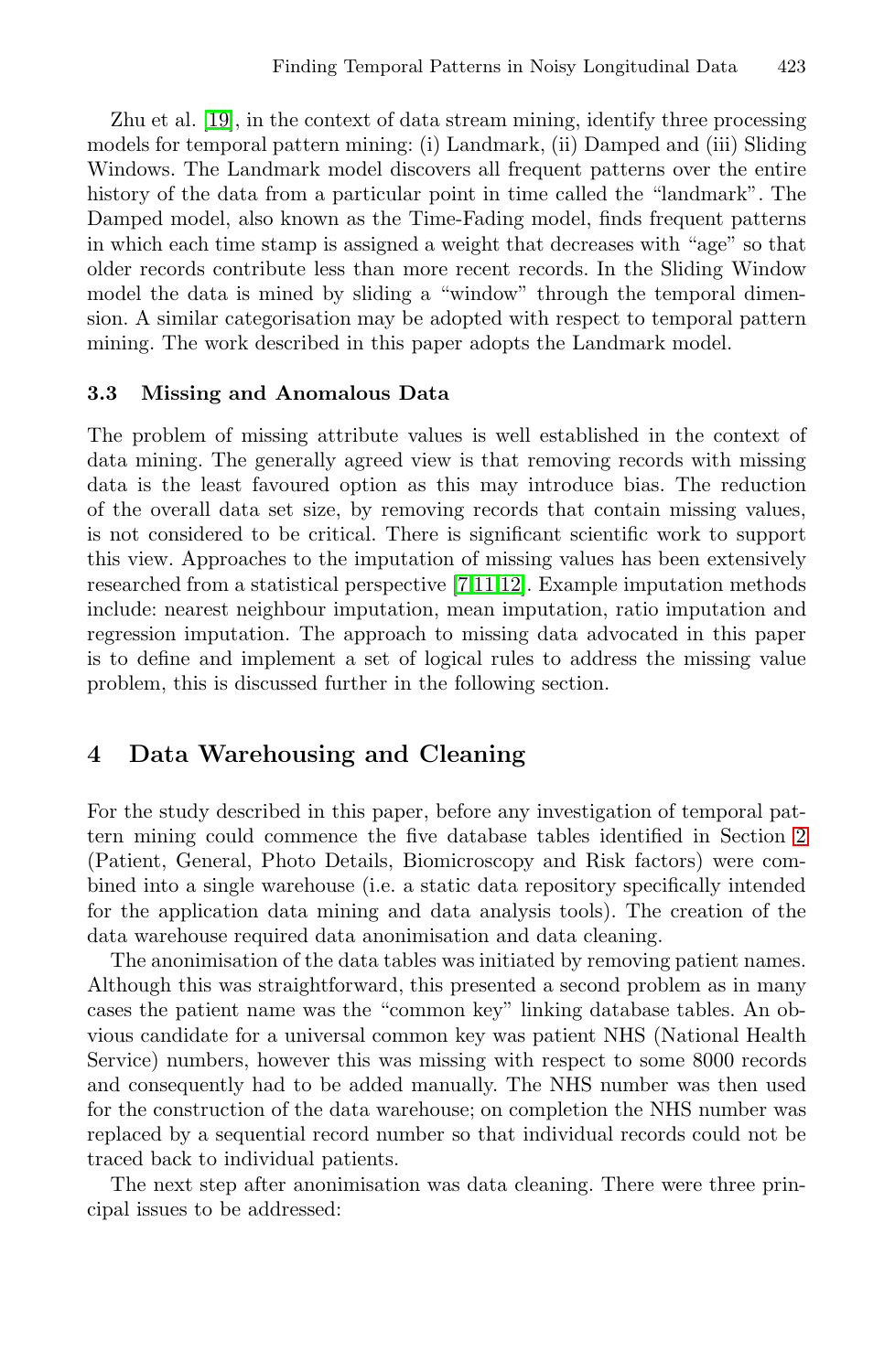Zhu et al. [19], in the context of data stream mining, identify three processing models for temporal pattern mining: (i) Landmark, (ii) Damped and (iii) Sliding Windows. The Landmark model discovers all frequent patterns over the entire history of the data from a particular point in time called the "landmark". The Damped model, also known as the Time-Fading model, finds frequent patterns in which each time stamp is assigned a weight that decreases with "age" so that older records contribute less than more recent records. In the Sliding Window model the data is mined by sliding a "window" through the temporal dimension. A similar categorisation may be adopted with respect to temporal pattern mining. The work described in this paper adopts the Landmark model.

### 3.3 Missing and Anomalous Data

The problem of missing attribute values is well established in the context of data mining. The generally agreed view is that removing records with missing data is the least favoured option as this may introduce bias. The reduction of the overall data set size, by removing records that contain missing values, is not considered to be critical. There is significant scientific work to support this view. Approaches to the imputation of missing values has been extensively researched from a statistical perspective [7,11,12]. Example imputation methods include: nearest neighbour imputation, mean imputation, ratio imputation and regression imputation. The approach to missing data advocated in this paper is to define and implement a set of logical rules to address the missing value problem, this is discussed further in the following section.

## 4 Data Warehousing and Cleaning

For the study described in this paper, before any investigation of temporal pattern mining could commence the five database tables identified in Section 2 (Patient, General, Photo Details, Biomicroscopy and Risk factors) were combined into a single warehouse (i.e. a static data repository specifically intended for the application data mining and data analysis tools). The creation of the data warehouse required data anonimisation and data cleaning.

The anonimisation of the data tables was initiated by removing patient names. Although this was straightforward, this presented a second problem as in many cases the patient name was the "common key" linking database tables. An obvious candidate for a universal common key was patient NHS (National Health Service) numbers, however this was missing with respect to some 8000 records and consequently had to be added manually. The NHS number was then used for the construction of the data warehouse; on completion the NHS number was replaced by a sequential record number so that individual records could not be traced back to individual patients.

The next step after anonimisation was data cleaning. There were three principal issues to be addressed: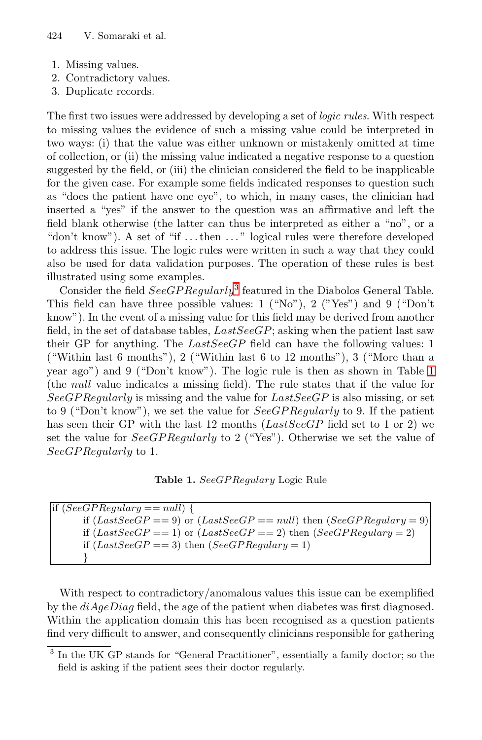1. Missing values.
2. Contradictory values.
3. Duplicate records.

The first two issues were addressed by developing a set of *logic rules*. With respect to missing values the evidence of such a missing value could be interpreted in two ways: (i) that the value was either unknown or mistakenly omitted at time of collection, or (ii) the missing value indicated a negative response to a question suggested by the field, or (iii) the clinician considered the field to be inapplicable for the given case. For example some fields indicated responses to question such as "does the patient have one eye", to which, in many cases, the clinician had inserted a "yes" if the answer to the question was an affirmative and left the field blank otherwise (the latter can thus be interpreted as either a "no", or a "don't know"). A set of "if ... then ..." logical rules were therefore developed to address this issue. The logic rules were written in such a way that they could also be used for data validation purposes. The operation of these rules is best illustrated using some examples.

Consider the field *SeeGPRegularly*[3] featured in the Diabolos General Table. This field can have three possible values: 1 ("No"), 2 ("Yes") and 9 ("Don't know"). In the event of a missing value for this field may be derived from another field, in the set of database tables, *LastSeeGP*; asking when the patient last saw their GP for anything. The *LastSeeGP* field can have the following values: 1 ("Within last 6 months"), 2 ("Within last 6 to 12 months"), 3 ("More than a year ago") and 9 ("Don't know"). The logic rule is then as shown in Table 1 (the *null* value indicates a missing field). The rule states that if the value for *SeeGPRegularly* is missing and the value for *LastSeeGP* is also missing, or set to 9 ("Don't know"), we set the value for *SeeGPRegularly* to 9. If the patient has seen their GP with the last 12 months (*LastSeeGP* field set to 1 or 2) we set the value for *SeeGPRegularly* to 2 ("Yes"). Otherwise we set the value of *SeeGPRegularly* to 1.

**Table 1.** *SeeGPRegulary* Logic Rule

```
if (SeeGPRegulary == null) {
    if (LastSeeGP == 9) or (LastSeeGP == null) then (SeeGPRegulary = 9)
    if (LastSeeGP == 1) or (LastSeeGP == 2) then (SeeGPRegulary = 2)
    if (LastSeeGP == 3) then (SeeGPRegulary = 1)
    }
```

With respect to contradictory/anomalous values this issue can be exemplified by the *diAgeDiag* field, the age of the patient when diabetes was first diagnosed. Within the application domain this has been recognised as a question patients find very difficult to answer, and consequently clinicians responsible for gathering

[3] In the UK GP stands for "General Practitioner", essentially a family doctor; so the field is asking if the patient sees their doctor regularly.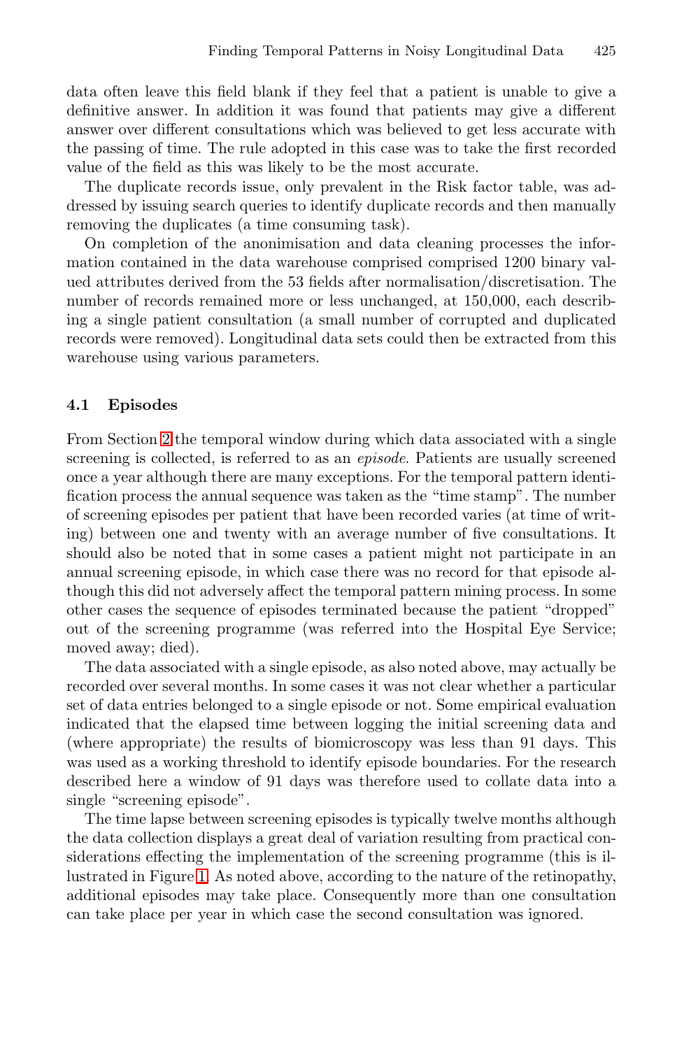data often leave this field blank if they feel that a patient is unable to give a definitive answer. In addition it was found that patients may give a different answer over different consultations which was believed to get less accurate with the passing of time. The rule adopted in this case was to take the first recorded value of the field as this was likely to be the most accurate.

The duplicate records issue, only prevalent in the Risk factor table, was addressed by issuing search queries to identify duplicate records and then manually removing the duplicates (a time consuming task).

On completion of the anonimisation and data cleaning processes the information contained in the data warehouse comprised comprised 1200 binary valued attributes derived from the 53 fields after normalisation/discretisation. The number of records remained more or less unchanged, at 150,000, each describing a single patient consultation (a small number of corrupted and duplicated records were removed). Longitudinal data sets could then be extracted from this warehouse using various parameters.

### 4.1 Episodes

From Section 2 the temporal window during which data associated with a single screening is collected, is referred to as an *episode*. Patients are usually screened once a year although there are many exceptions. For the temporal pattern identification process the annual sequence was taken as the "time stamp". The number of screening episodes per patient that have been recorded varies (at time of writing) between one and twenty with an average number of five consultations. It should also be noted that in some cases a patient might not participate in an annual screening episode, in which case there was no record for that episode although this did not adversely affect the temporal pattern mining process. In some other cases the sequence of episodes terminated because the patient "dropped" out of the screening programme (was referred into the Hospital Eye Service; moved away; died).

The data associated with a single episode, as also noted above, may actually be recorded over several months. In some cases it was not clear whether a particular set of data entries belonged to a single episode or not. Some empirical evaluation indicated that the elapsed time between logging the initial screening data and (where appropriate) the results of biomicroscopy was less than 91 days. This was used as a working threshold to identify episode boundaries. For the research described here a window of 91 days was therefore used to collate data into a single "screening episode".

The time lapse between screening episodes is typically twelve months although the data collection displays a great deal of variation resulting from practical considerations effecting the implementation of the screening programme (this is illustrated in Figure 1. As noted above, according to the nature of the retinopathy, additional episodes may take place. Consequently more than one consultation can take place per year in which case the second consultation was ignored.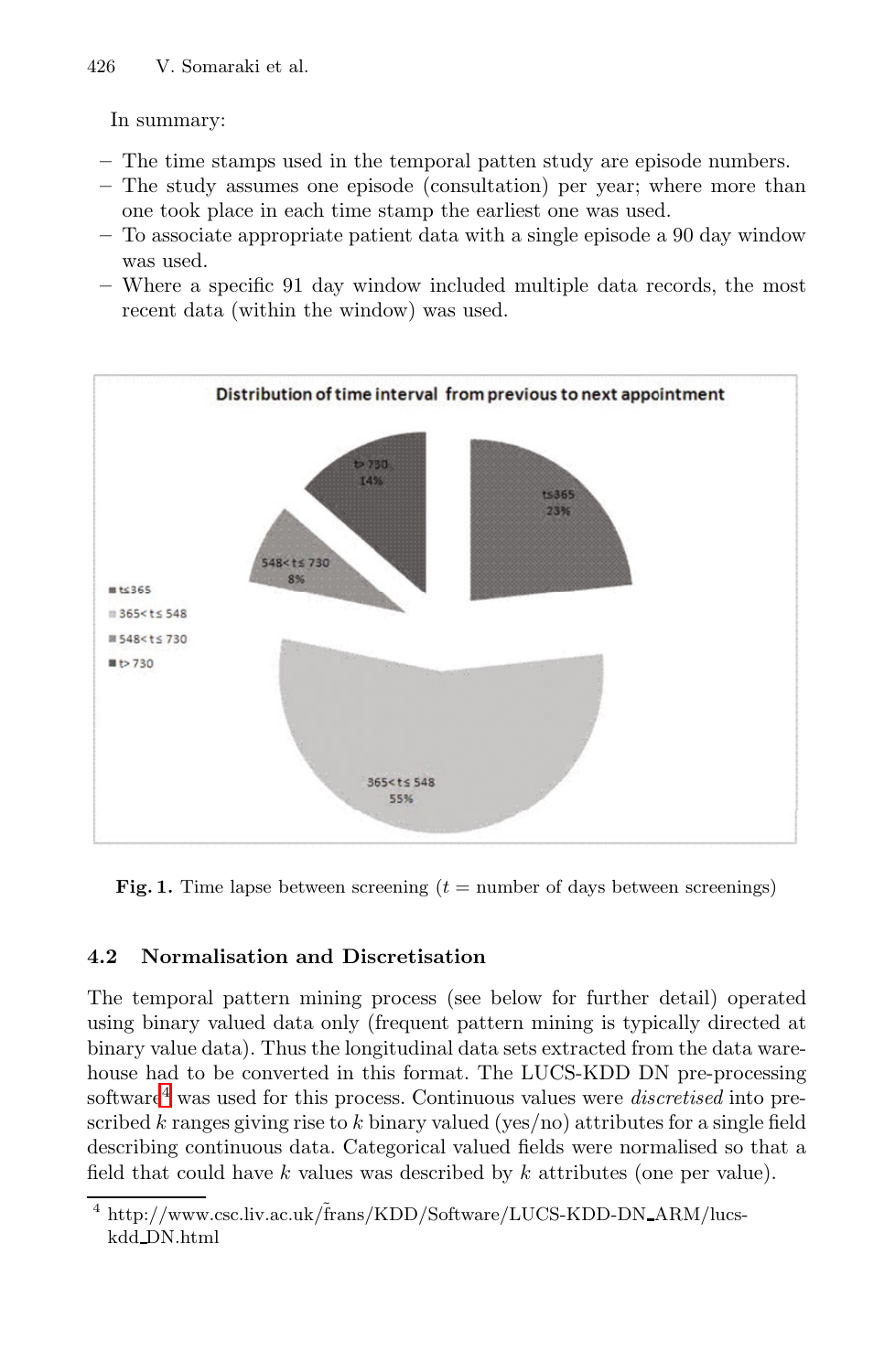In summary:

- The time stamps used in the temporal patten study are episode numbers.
- The study assumes one episode (consultation) per year; where more than one took place in each time stamp the earliest one was used.
- To associate appropriate patient data with a single episode a 90 day window was used.
- Where a specific 91 day window included multiple data records, the most recent data (within the window) was used.

**Fig. 1.** Time lapse between screening ($t$ = number of days between screenings)

## 4.2 Normalisation and Discretisation

The temporal pattern mining process (see below for further detail) operated using binary valued data only (frequent pattern mining is typically directed at binary value data). Thus the longitudinal data sets extracted from the data warehouse had to be converted in this format. The LUCS-KDD DN pre-processing software[4] was used for this process. Continuous values were *discretised* into prescribed $k$ ranges giving rise to $k$ binary valued (yes/no) attributes for a single field describing continuous data. Categorical valued fields were normalised so that a field that could have $k$ values was described by $k$ attributes (one per value).

[4] http://www.csc.liv.ac.uk/~frans/KDD/Software/LUCS-KDD-DN_ARM/lucs-kdd_DN.html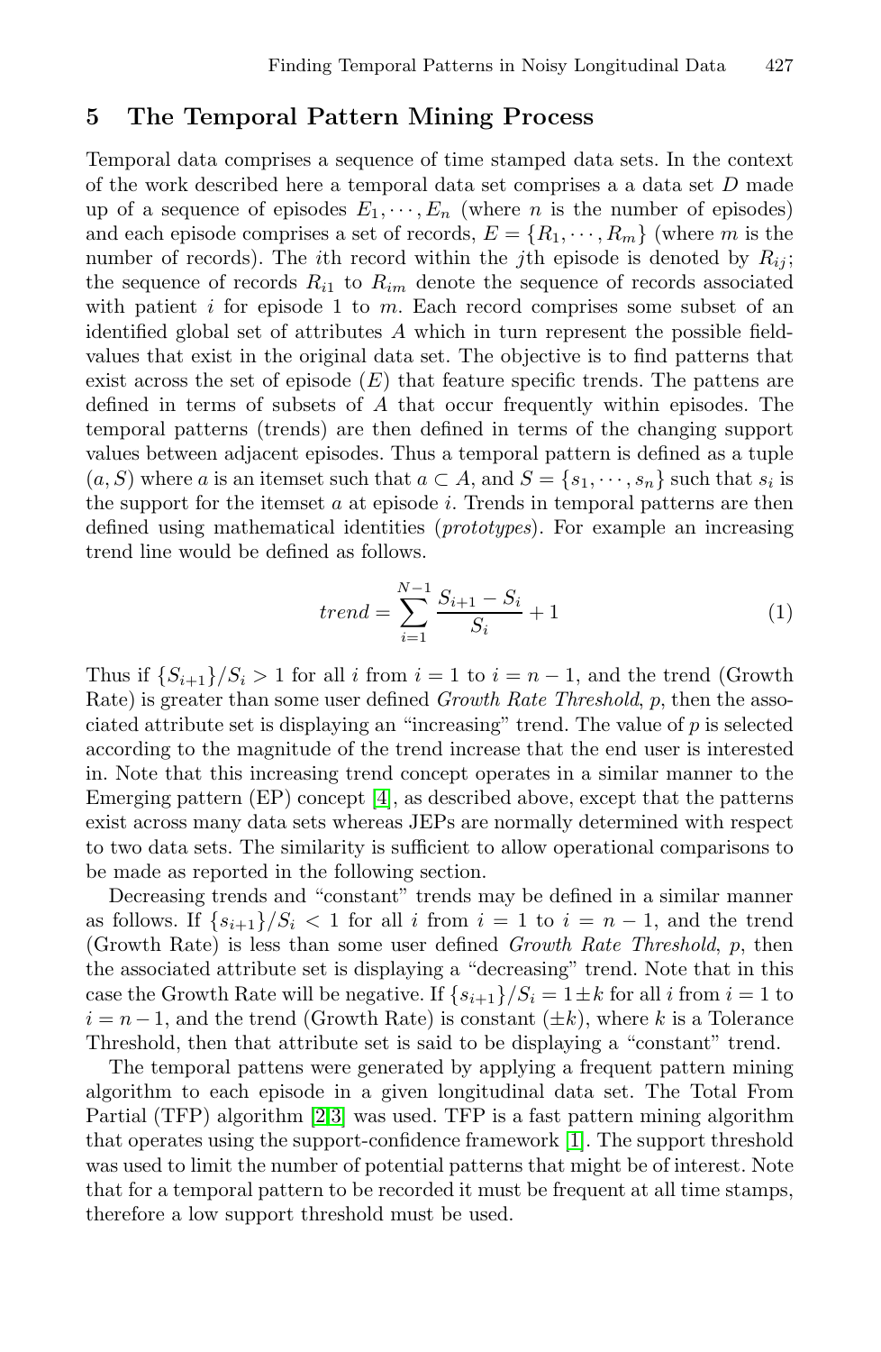## 5 The Temporal Pattern Mining Process

Temporal data comprises a sequence of time stamped data sets. In the context of the work described here a temporal data set comprises a a data set $D$ made up of a sequence of episodes $E_1, \cdots, E_n$ (where $n$ is the number of episodes) and each episode comprises a set of records, $E = \{R_1, \cdots, R_m\}$ (where $m$ is the number of records). The $i$th record within the $j$th episode is denoted by $R_{ij}$; the sequence of records $R_{i1}$ to $R_{im}$ denote the sequence of records associated with patient $i$ for episode 1 to $m$. Each record comprises some subset of an identified global set of attributes $A$ which in turn represent the possible field-values that exist in the original data set. The objective is to find patterns that exist across the set of episode ($E$) that feature specific trends. The pattens are defined in terms of subsets of $A$ that occur frequently within episodes. The temporal patterns (trends) are then defined in terms of the changing support values between adjacent episodes. Thus a temporal pattern is defined as a tuple $(a, S)$ where $a$ is an itemset such that $a \subset A$, and $S = \{s_1, \cdots, s_n\}$ such that $s_i$ is the support for the itemset $a$ at episode $i$. Trends in temporal patterns are then defined using mathematical identities (*prototypes*). For example an increasing trend line would be defined as follows.

$$trend = \sum_{i=1}^{N-1} \frac{S_{i+1} - S_i}{S_i} + 1 \tag{1}$$

Thus if $\{S_{i+1}\}/S_i > 1$ for all $i$ from $i = 1$ to $i = n-1$, and the trend (Growth Rate) is greater than some user defined *Growth Rate Threshold*, $p$, then the associated attribute set is displaying an "increasing" trend. The value of $p$ is selected according to the magnitude of the trend increase that the end user is interested in. Note that this increasing trend concept operates in a similar manner to the Emerging pattern (EP) concept [4], as described above, except that the patterns exist across many data sets whereas JEPs are normally determined with respect to two data sets. The similarity is sufficient to allow operational comparisons to be made as reported in the following section.

Decreasing trends and "constant" trends may be defined in a similar manner as follows. If $\{s_{i+1}\}/S_i < 1$ for all $i$ from $i = 1$ to $i = n-1$, and the trend (Growth Rate) is less than some user defined *Growth Rate Threshold*, $p$, then the associated attribute set is displaying a "decreasing" trend. Note that in this case the Growth Rate will be negative. If $\{s_{i+1}\}/S_i = 1 \pm k$ for all $i$ from $i = 1$ to $i = n-1$, and the trend (Growth Rate) is constant ($\pm k$), where $k$ is a Tolerance Threshold, then that attribute set is said to be displaying a "constant" trend.

The temporal pattens were generated by applying a frequent pattern mining algorithm to each episode in a given longitudinal data set. The Total From Partial (TFP) algorithm [2,3] was used. TFP is a fast pattern mining algorithm that operates using the support-confidence framework [1]. The support threshold was used to limit the number of potential patterns that might be of interest. Note that for a temporal pattern to be recorded it must be frequent at all time stamps, therefore a low support threshold must be used.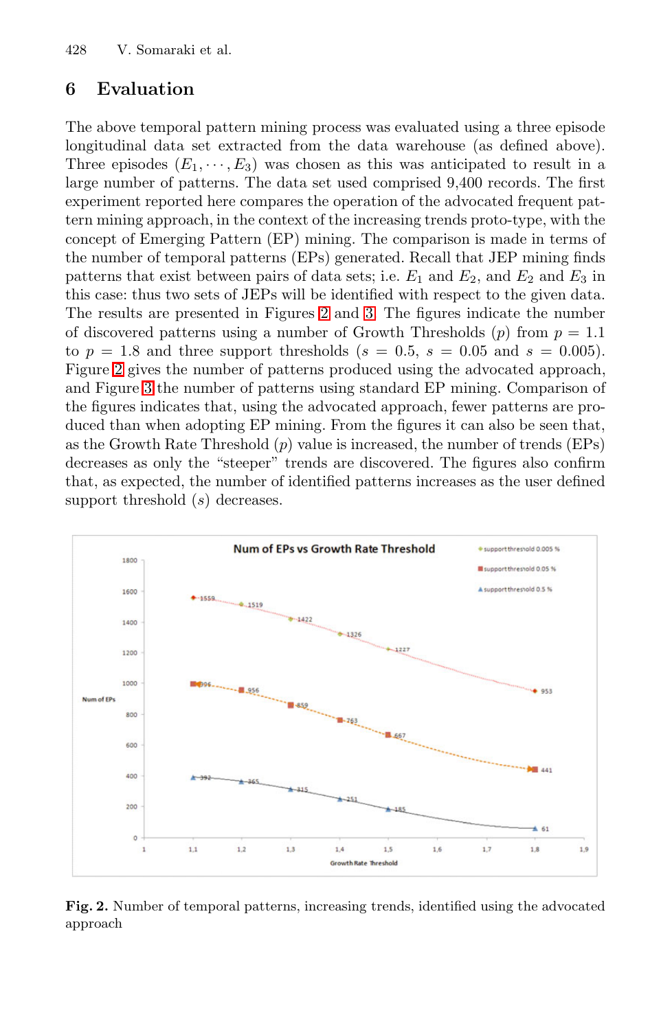## 6 Evaluation

The above temporal pattern mining process was evaluated using a three episode longitudinal data set extracted from the data warehouse (as defined above). Three episodes $(E_1, \cdots, E_3)$ was chosen as this was anticipated to result in a large number of patterns. The data set used comprised 9,400 records. The first experiment reported here compares the operation of the advocated frequent pattern mining approach, in the context of the increasing trends proto-type, with the concept of Emerging Pattern (EP) mining. The comparison is made in terms of the number of temporal patterns (EPs) generated. Recall that JEP mining finds patterns that exist between pairs of data sets; i.e. $E_1$ and $E_2$, and $E_2$ and $E_3$ in this case: thus two sets of JEPs will be identified with respect to the given data. The results are presented in Figures 2 and 3. The figures indicate the number of discovered patterns using a number of Growth Thresholds $(p)$ from $p = 1.1$ to $p = 1.8$ and three support thresholds $(s = 0.5,\ s = 0.05$ and $s = 0.005)$. Figure 2 gives the number of patterns produced using the advocated approach, and Figure 3 the number of patterns using standard EP mining. Comparison of the figures indicates that, using the advocated approach, fewer patterns are produced than when adopting EP mining. From the figures it can also be seen that, as the Growth Rate Threshold $(p)$ value is increased, the number of trends (EPs) decreases as only the "steeper" trends are discovered. The figures also confirm that, as expected, the number of identified patterns increases as the user defined support threshold $(s)$ decreases.

**Fig. 2.** Number of temporal patterns, increasing trends, identified using the advocated approach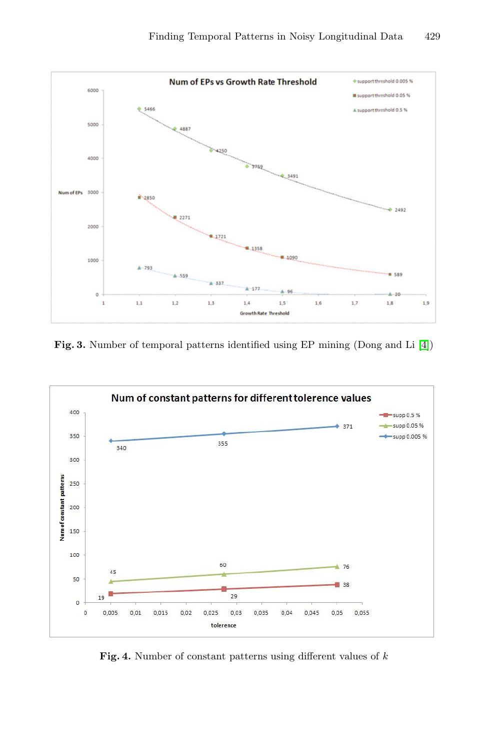Fig. 3. Number of temporal patterns identified using EP mining (Dong and Li [4])

Fig. 4. Number of constant patterns using different values of $k$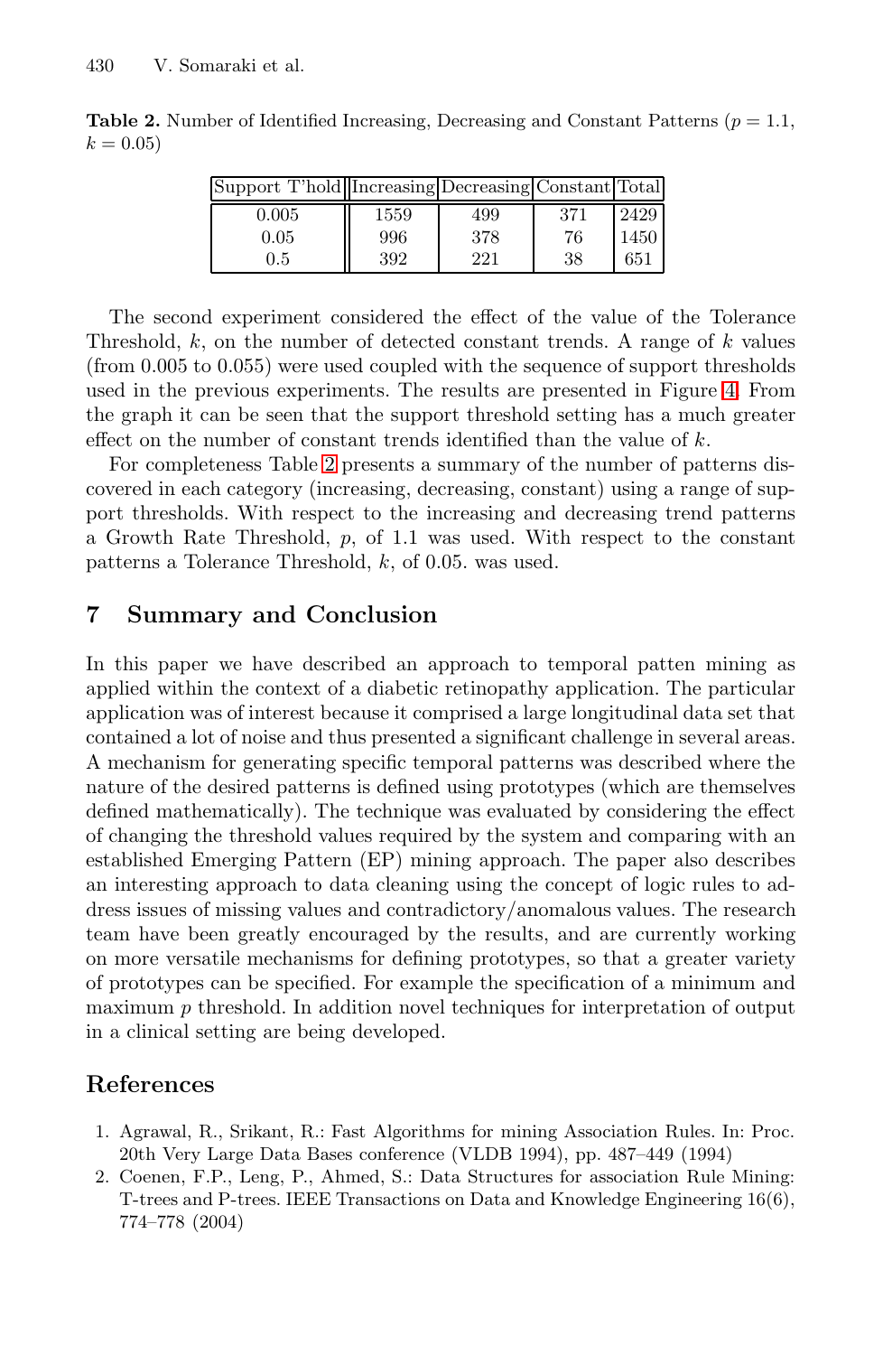**Table 2.** Number of Identified Increasing, Decreasing and Constant Patterns ($p = 1.1$, $k = 0.05$)

| Support T'hold | Increasing | Decreasing | Constant | Total |
|---|---|---|---|---|
| 0.005 | 1559 | 499 | 371 | 2429 |
| 0.05 | 996 | 378 | 76 | 1450 |
| 0.5 | 392 | 221 | 38 | 651 |

The second experiment considered the effect of the value of the Tolerance Threshold, $k$, on the number of detected constant trends. A range of $k$ values (from 0.005 to 0.055) were used coupled with the sequence of support thresholds used in the previous experiments. The results are presented in Figure 4. From the graph it can be seen that the support threshold setting has a much greater effect on the number of constant trends identified than the value of $k$.

For completeness Table 2 presents a summary of the number of patterns discovered in each category (increasing, decreasing, constant) using a range of support thresholds. With respect to the increasing and decreasing trend patterns a Growth Rate Threshold, $p$, of 1.1 was used. With respect to the constant patterns a Tolerance Threshold, $k$, of 0.05. was used.

## 7 Summary and Conclusion

In this paper we have described an approach to temporal patten mining as applied within the context of a diabetic retinopathy application. The particular application was of interest because it comprised a large longitudinal data set that contained a lot of noise and thus presented a significant challenge in several areas. A mechanism for generating specific temporal patterns was described where the nature of the desired patterns is defined using prototypes (which are themselves defined mathematically). The technique was evaluated by considering the effect of changing the threshold values required by the system and comparing with an established Emerging Pattern (EP) mining approach. The paper also describes an interesting approach to data cleaning using the concept of logic rules to address issues of missing values and contradictory/anomalous values. The research team have been greatly encouraged by the results, and are currently working on more versatile mechanisms for defining prototypes, so that a greater variety of prototypes can be specified. For example the specification of a minimum and maximum $p$ threshold. In addition novel techniques for interpretation of output in a clinical setting are being developed.

## References

1. Agrawal, R., Srikant, R.: Fast Algorithms for mining Association Rules. In: Proc. 20th Very Large Data Bases conference (VLDB 1994), pp. 487–449 (1994)
2. Coenen, F.P., Leng, P., Ahmed, S.: Data Structures for association Rule Mining: T-trees and P-trees. IEEE Transactions on Data and Knowledge Engineering 16(6), 774–778 (2004)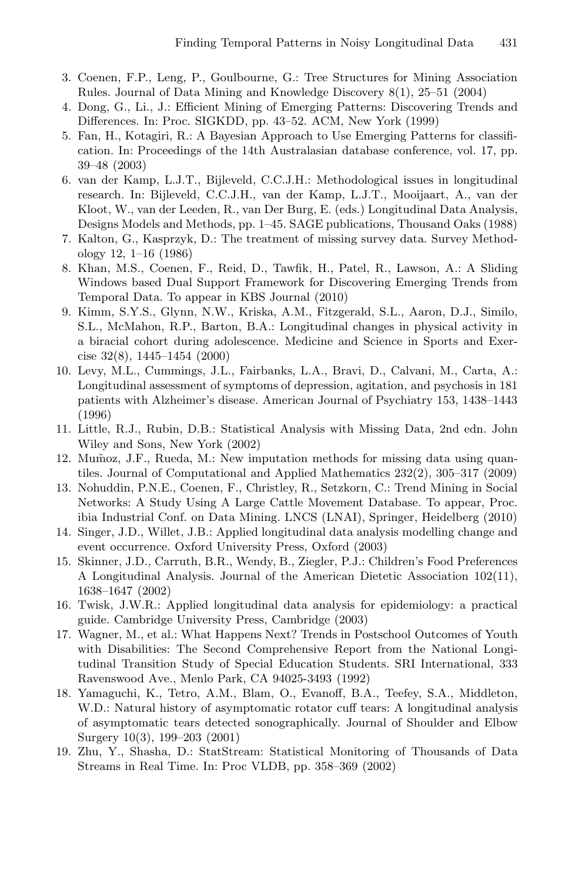3. Coenen, F.P., Leng, P., Goulbourne, G.: Tree Structures for Mining Association Rules. Journal of Data Mining and Knowledge Discovery 8(1), 25–51 (2004)
4. Dong, G., Li., J.: Efficient Mining of Emerging Patterns: Discovering Trends and Differences. In: Proc. SIGKDD, pp. 43–52. ACM, New York (1999)
5. Fan, H., Kotagiri, R.: A Bayesian Approach to Use Emerging Patterns for classification. In: Proceedings of the 14th Australasian database conference, vol. 17, pp. 39–48 (2003)
6. van der Kamp, L.J.T., Bijleveld, C.C.J.H.: Methodological issues in longitudinal research. In: Bijleveld, C.C.J.H., van der Kamp, L.J.T., Mooijaart, A., van der Kloot, W., van der Leeden, R., van Der Burg, E. (eds.) Longitudinal Data Analysis, Designs Models and Methods, pp. 1–45. SAGE publications, Thousand Oaks (1988)
7. Kalton, G., Kasprzyk, D.: The treatment of missing survey data. Survey Methodology 12, 1–16 (1986)
8. Khan, M.S., Coenen, F., Reid, D., Tawfik, H., Patel, R., Lawson, A.: A Sliding Windows based Dual Support Framework for Discovering Emerging Trends from Temporal Data. To appear in KBS Journal (2010)
9. Kimm, S.Y.S., Glynn, N.W., Kriska, A.M., Fitzgerald, S.L., Aaron, D.J., Similo, S.L., McMahon, R.P., Barton, B.A.: Longitudinal changes in physical activity in a biracial cohort during adolescence. Medicine and Science in Sports and Exercise 32(8), 1445–1454 (2000)
10. Levy, M.L., Cummings, J.L., Fairbanks, L.A., Bravi, D., Calvani, M., Carta, A.: Longitudinal assessment of symptoms of depression, agitation, and psychosis in 181 patients with Alzheimer's disease. American Journal of Psychiatry 153, 1438–1443 (1996)
11. Little, R.J., Rubin, D.B.: Statistical Analysis with Missing Data, 2nd edn. John Wiley and Sons, New York (2002)
12. Mu$\tilde{\text{m}}$oz, J.F., Rueda, M.: New imputation methods for missing data using quantiles. Journal of Computational and Applied Mathematics 232(2), 305–317 (2009)
13. Nohuddin, P.N.E., Coenen, F., Christley, R., Setzkorn, C.: Trend Mining in Social Networks: A Study Using A Large Cattle Movement Database. To appear, Proc. ibia Industrial Conf. on Data Mining. LNCS (LNAI), Springer, Heidelberg (2010)
14. Singer, J.D., Willet, J.B.: Applied longitudinal data analysis modelling change and event occurrence. Oxford University Press, Oxford (2003)
15. Skinner, J.D., Carruth, B.R., Wendy, B., Ziegler, P.J.: Children's Food Preferences A Longitudinal Analysis. Journal of the American Dietetic Association 102(11), 1638–1647 (2002)
16. Twisk, J.W.R.: Applied longitudinal data analysis for epidemiology: a practical guide. Cambridge University Press, Cambridge (2003)
17. Wagner, M., et al.: What Happens Next? Trends in Postschool Outcomes of Youth with Disabilities: The Second Comprehensive Report from the National Longitudinal Transition Study of Special Education Students. SRI International, 333 Ravenswood Ave., Menlo Park, CA 94025-3493 (1992)
18. Yamaguchi, K., Tetro, A.M., Blam, O., Evanoff, B.A., Teefey, S.A., Middleton, W.D.: Natural history of asymptomatic rotator cuff tears: A longitudinal analysis of asymptomatic tears detected sonographically. Journal of Shoulder and Elbow Surgery 10(3), 199–203 (2001)
19. Zhu, Y., Shasha, D.: StatStream: Statistical Monitoring of Thousands of Data Streams in Real Time. In: Proc VLDB, pp. 358–369 (2002)